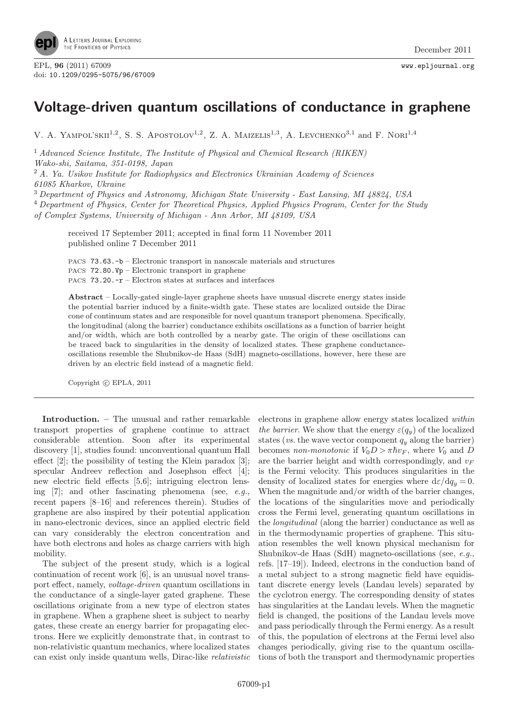# Voltage-driven quantum oscillations of conductance in graphene

V. A. Yampol'skii[1,2], S. S. Apostolov[1,2], Z. A. Maizelis[1,3], A. Levchenko[3,1] and F. Nori[1,4]

[1] *Advanced Science Institute, The Institute of Physical and Chemical Research (RIKEN) Wako-shi, Saitama, 351-0198, Japan*

[2] *A. Ya. Usikov Institute for Radiophysics and Electronics Ukrainian Academy of Sciences 61085 Kharkov, Ukraine*

[3] *Department of Physics and Astronomy, Michigan State University - East Lansing, MI 48824, USA*

[4] *Department of Physics, Center for Theoretical Physics, Applied Physics Program, Center for the Study of Complex Systems, University of Michigan - Ann Arbor, MI 48109, USA*

received 17 September 2011; accepted in final form 11 November 2011
published online 7 December 2011

PACS 73.63.-b – Electronic transport in nanoscale materials and structures
PACS 72.80.Vp – Electronic transport in graphene
PACS 73.20.-r – Electron states at surfaces and interfaces

**Abstract** – Locally-gated single-layer graphene sheets have unusual discrete energy states inside the potential barrier induced by a finite-width gate. These states are localized outside the Dirac cone of continuum states and are responsible for novel quantum transport phenomena. Specifically, the longitudinal (along the barrier) conductance exhibits oscillations as a function of barrier height and/or width, which are both controlled by a nearby gate. The origin of these oscillations can be traced back to singularities in the density of localized states. These graphene conductance-oscillations resemble the Shubnikov-de Haas (SdH) magneto-oscillations, however, here these are driven by an electric field instead of a magnetic field.

Copyright © EPLA, 2011

**Introduction.** – The unusual and rather remarkable transport properties of graphene continue to attract considerable attention. Soon after its experimental discovery [1], studies found: unconventional quantum Hall effect [2]; the possibility of testing the Klein paradox [3]; specular Andreev reflection and Josephson effect [4]; new electric field effects [5,6]; intriguing electron lensing [7]; and other fascinating phenomena (see, *e.g.*, recent papers [8–16] and references therein). Studies of graphene are also inspired by their potential application in nano-electronic devices, since an applied electric field can vary considerably the electron concentration and have both electrons and holes as charge carriers with high mobility.

The subject of the present study, which is a logical continuation of recent work [6], is an unusual novel transport effect, namely, *voltage-driven* quantum oscillations in the conductance of a single-layer gated graphene. These oscillations originate from a new type of electron states in graphene. When a graphene sheet is subject to nearby gates, these create an energy barrier for propagating electrons. Here we explicitly demonstrate that, in contrast to non-relativistic quantum mechanics, where localized states can exist only inside quantum wells, Dirac-like *relativistic* electrons in graphene allow energy states localized *within the barrier*. We show that the energy $\varepsilon(q_y)$ of the localized states (*vs.* the wave vector component $q_y$ along the barrier) becomes *non-monotonic* if $V_0 D > \pi\hbar v_F$, where $V_0$ and $D$ are the barrier height and width correspondingly, and $v_F$ is the Fermi velocity. This produces singularities in the density of localized states for energies where $\mathrm{d}\varepsilon/\mathrm{d}q_y = 0$. When the magnitude and/or width of the barrier changes, the locations of the singularities move and periodically cross the Fermi level, generating quantum oscillations in the *longitudinal* (along the barrier) conductance as well as in the thermodynamic properties of graphene. This situation resembles the well known physical mechanism for Shubnikov-de Haas (SdH) magneto-oscillations (see, *e.g.*, refs. [17–19]). Indeed, electrons in the conduction band of a metal subject to a strong magnetic field have equidistant discrete energy levels (Landau levels) separated by the cyclotron energy. The corresponding density of states has singularities at the Landau levels. When the magnetic field is changed, the positions of the Landau levels move and pass periodically through the Fermi energy. As a result of this, the population of electrons at the Fermi level also changes periodically, giving rise to the quantum oscillations of both the transport and thermodynamic properties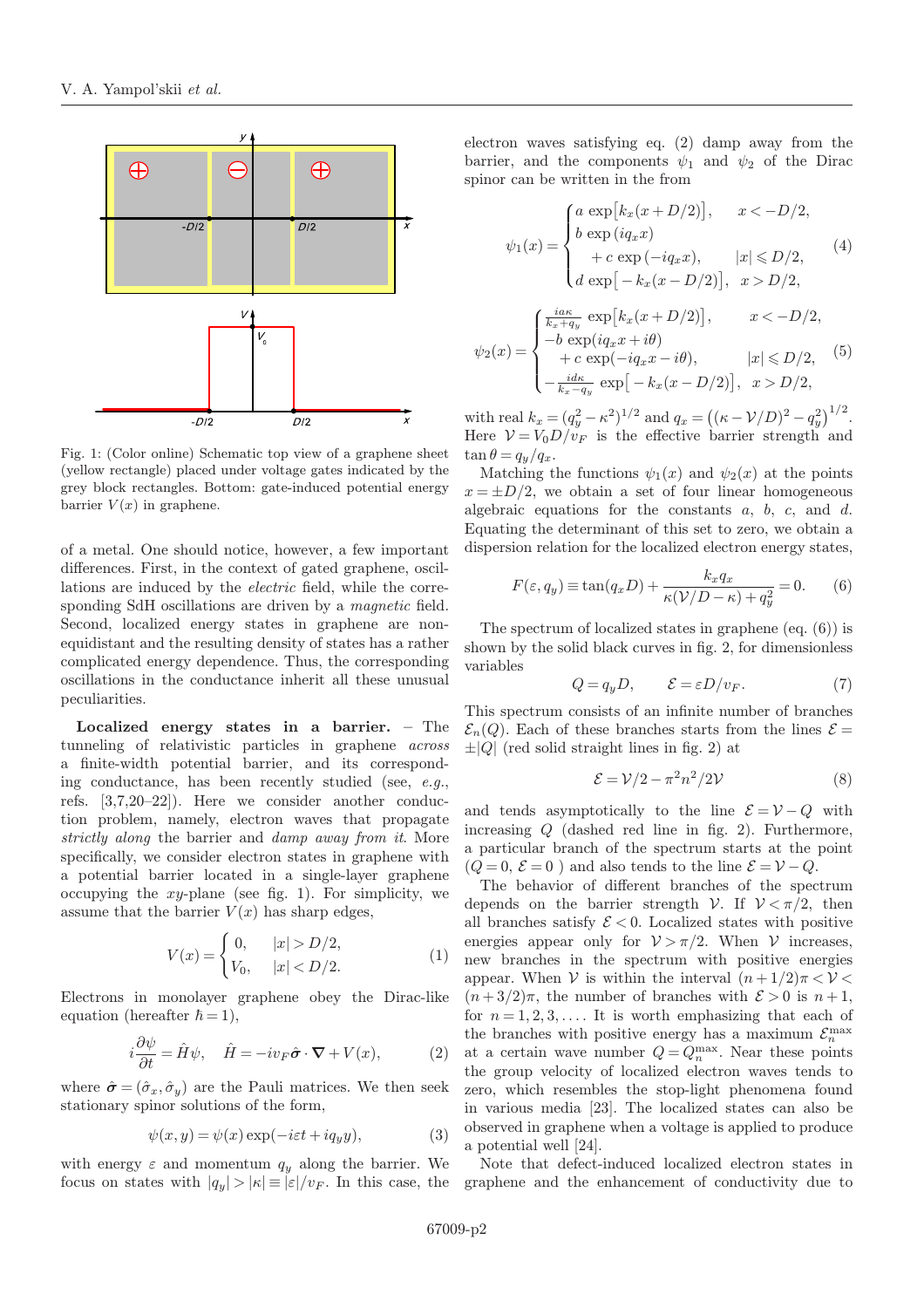Fig. 1: (Color online) Schematic top view of a graphene sheet (yellow rectangle) placed under voltage gates indicated by the grey block rectangles. Bottom: gate-induced potential energy barrier $V(x)$ in graphene.

of a metal. One should notice, however, a few important differences. First, in the context of gated graphene, oscillations are induced by the *electric* field, while the corresponding SdH oscillations are driven by a *magnetic* field. Second, localized energy states in graphene are non-equidistant and the resulting density of states has a rather complicated energy dependence. Thus, the corresponding oscillations in the conductance inherit all these unusual peculiarities.

**Localized energy states in a barrier.** – The tunneling of relativistic particles in graphene *across* a finite-width potential barrier, and its corresponding conductance, has been recently studied (see, *e.g.*, refs. [3,7,20–22]). Here we consider another conduction problem, namely, electron waves that propagate *strictly along* the barrier and *damp away from it*. More specifically, we consider electron states in graphene with a potential barrier located in a single-layer graphene occupying the $xy$-plane (see fig. 1). For simplicity, we assume that the barrier $V(x)$ has sharp edges,

$$V(x) = \begin{cases} 0, & |x| > D/2, \\ V_0, & |x| < D/2. \end{cases} \quad (1)$$

Electrons in monolayer graphene obey the Dirac-like equation (hereafter $\hbar = 1$),

$$i\frac{\partial \psi}{\partial t} = \hat{H}\psi, \quad \hat{H} = -iv_F \hat{\boldsymbol{\sigma}} \cdot \boldsymbol{\nabla} + V(x), \quad (2)$$

where $\hat{\boldsymbol{\sigma}} = (\hat{\sigma}_x, \hat{\sigma}_y)$ are the Pauli matrices. We then seek stationary spinor solutions of the form,

$$\psi(x, y) = \psi(x) \exp(-i\varepsilon t + iq_y y), \quad (3)$$

with energy $\varepsilon$ and momentum $q_y$ along the barrier. We focus on states with $|q_y| > |\kappa| \equiv |\varepsilon|/v_F$. In this case, the electron waves satisfying eq. (2) damp away from the barrier, and the components $\psi_1$ and $\psi_2$ of the Dirac spinor can be written in the from

$$\psi_1(x) = \begin{cases} a \, \exp\big[k_x(x + D/2)\big], & x < -D/2, \\ b \, \exp(iq_x x) \\ \quad + c \, \exp(-iq_x x), & |x| \leqslant D/2, \\ d \, \exp\big[-k_x(x - D/2)\big], & x > D/2, \end{cases} \quad (4)$$

$$\psi_2(x) = \begin{cases} \frac{ia\kappa}{k_x + q_y} \exp\big[k_x(x + D/2)\big], & x < -D/2, \\ -b \, \exp(iq_x x + i\theta) \\ \quad + c \, \exp(-iq_x x - i\theta), & |x| \leqslant D/2, \\ -\frac{id\kappa}{k_x - q_y} \exp\big[-k_x(x - D/2)\big], & x > D/2, \end{cases} \quad (5)$$

with real $k_x = (q_y^2 - \kappa^2)^{1/2}$ and $q_x = \big((\kappa - \mathcal{V}/D)^2 - q_y^2\big)^{1/2}$. Here $\mathcal{V} = V_0 D/v_F$ is the effective barrier strength and $\tan\theta = q_y/q_x$.

Matching the functions $\psi_1(x)$ and $\psi_2(x)$ at the points $x = \pm D/2$, we obtain a set of four linear homogeneous algebraic equations for the constants $a$, $b$, $c$, and $d$. Equating the determinant of this set to zero, we obtain a dispersion relation for the localized electron energy states,

$$F(\varepsilon, q_y) \equiv \tan(q_x D) + \frac{k_x q_x}{\kappa(\mathcal{V}/D - \kappa) + q_y^2} = 0. \quad (6)$$

The spectrum of localized states in graphene (eq. (6)) is shown by the solid black curves in fig. 2, for dimensionless variables

$$Q = q_y D, \qquad \mathcal{E} = \varepsilon D/v_F. \quad (7)$$

This spectrum consists of an infinite number of branches $\mathcal{E}_n(Q)$. Each of these branches starts from the lines $\mathcal{E} = \pm|Q|$ (red solid straight lines in fig. 2) at

$$\mathcal{E} = \mathcal{V}/2 - \pi^2 n^2/2\mathcal{V} \quad (8)$$

and tends asymptotically to the line $\mathcal{E} = \mathcal{V} - Q$ with increasing $Q$ (dashed red line in fig. 2). Furthermore, a particular branch of the spectrum starts at the point ($Q = 0$, $\mathcal{E} = 0$ ) and also tends to the line $\mathcal{E} = \mathcal{V} - Q$.

The behavior of different branches of the spectrum depends on the barrier strength $\mathcal{V}$. If $\mathcal{V} < \pi/2$, then all branches satisfy $\mathcal{E} < 0$. Localized states with positive energies appear only for $\mathcal{V} > \pi/2$. When $\mathcal{V}$ increases, new branches in the spectrum with positive energies appear. When $\mathcal{V}$ is within the interval $(n + 1/2)\pi < \mathcal{V} < (n + 3/2)\pi$, the number of branches with $\mathcal{E} > 0$ is $n + 1$, for $n = 1, 2, 3, \ldots$. It is worth emphasizing that each of the branches with positive energy has a maximum $\mathcal{E}_n^{\max}$ at a certain wave number $Q = Q_n^{\max}$. Near these points the group velocity of localized electron waves tends to zero, which resembles the stop-light phenomena found in various media [23]. The localized states can also be observed in graphene when a voltage is applied to produce a potential well [24].

Note that defect-induced localized electron states in graphene and the enhancement of conductivity due to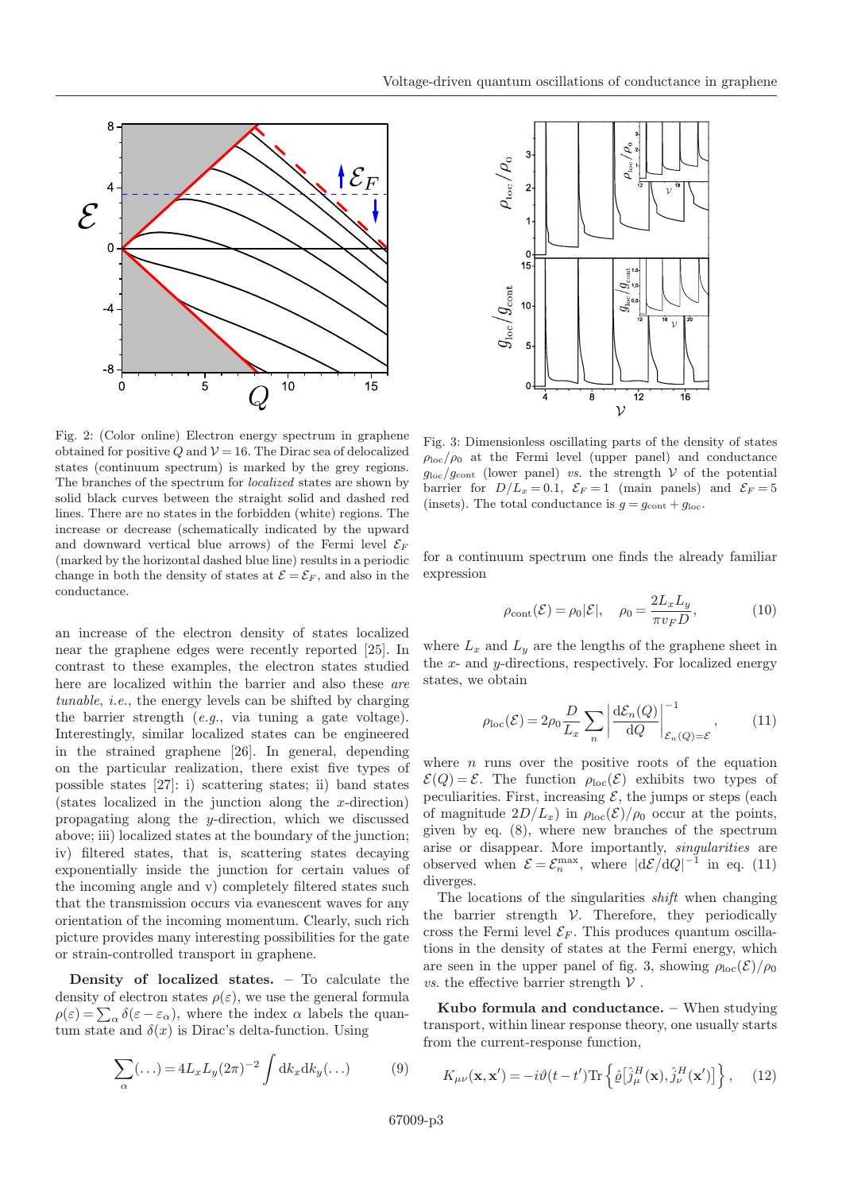Fig. 2: (Color online) Electron energy spectrum in graphene obtained for positive $Q$ and $\mathcal{V}=16$. The Dirac sea of delocalized states (continuum spectrum) is marked by the grey regions. The branches of the spectrum for *localized* states are shown by solid black curves between the straight solid and dashed red lines. There are no states in the forbidden (white) regions. The increase or decrease (schematically indicated by the upward and downward vertical blue arrows) of the Fermi level $\mathcal{E}_F$ (marked by the horizontal dashed blue line) results in a periodic change in both the density of states at $\mathcal{E}=\mathcal{E}_F$, and also in the conductance.

Fig. 3: Dimensionless oscillating parts of the density of states $\rho_{\rm loc}/\rho_0$ at the Fermi level (upper panel) and conductance $g_{\rm loc}/g_{\rm cont}$ (lower panel) *vs.* the strength $\mathcal{V}$ of the potential barrier for $D/L_x=0.1$, $\mathcal{E}_F=1$ (main panels) and $\mathcal{E}_F=5$ (insets). The total conductance is $g=g_{\rm cont}+g_{\rm loc}$.

an increase of the electron density of states localized near the graphene edges were recently reported [25]. In contrast to these examples, the electron states studied here are localized within the barrier and also these *are tunable*, *i.e.*, the energy levels can be shifted by charging the barrier strength (*e.g.*, via tuning a gate voltage). Interestingly, similar localized states can be engineered in the strained graphene [26]. In general, depending on the particular realization, there exist five types of possible states [27]: i) scattering states; ii) band states (states localized in the junction along the $x$-direction) propagating along the $y$-direction, which we discussed above; iii) localized states at the boundary of the junction; iv) filtered states, that is, scattering states decaying exponentially inside the junction for certain values of the incoming angle and v) completely filtered states such that the transmission occurs via evanescent waves for any orientation of the incoming momentum. Clearly, such rich picture provides many interesting possibilities for the gate or strain-controlled transport in graphene.

**Density of localized states.** – To calculate the density of electron states $\rho(\varepsilon)$, we use the general formula $\rho(\varepsilon)=\sum_\alpha \delta(\varepsilon-\varepsilon_\alpha)$, where the index $\alpha$ labels the quantum state and $\delta(x)$ is Dirac's delta-function. Using

$$\sum_\alpha(\dots)=4L_xL_y(2\pi)^{-2}\int \mathrm{d}k_x\mathrm{d}k_y(\dots) \tag{9}$$

for a continuum spectrum one finds the already familiar expression

$$\rho_{\rm cont}(\mathcal{E})=\rho_0|\mathcal{E}|, \quad \rho_0=\frac{2L_xL_y}{\pi v_F D}, \tag{10}$$

where $L_x$ and $L_y$ are the lengths of the graphene sheet in the $x$- and $y$-directions, respectively. For localized energy states, we obtain

$$\rho_{\rm loc}(\mathcal{E})=2\rho_0\frac{D}{L_x}\sum_n\left|\frac{\mathrm{d}\mathcal{E}_n(Q)}{\mathrm{d}Q}\right|^{-1}_{\mathcal{E}_n(Q)=\mathcal{E}}, \tag{11}$$

where $n$ runs over the positive roots of the equation $\mathcal{E}(Q)=\mathcal{E}$. The function $\rho_{\rm loc}(\mathcal{E})$ exhibits two types of peculiarities. First, increasing $\mathcal{E}$, the jumps or steps (each of magnitude $2D/L_x$) in $\rho_{\rm loc}(\mathcal{E})/\rho_0$ occur at the points, given by eq. (8), where new branches of the spectrum arise or disappear. More importantly, *singularities* are observed when $\mathcal{E}=\mathcal{E}_n^{\rm max}$, where $|\mathrm{d}\mathcal{E}/\mathrm{d}Q|^{-1}$ in eq. (11) diverges.

The locations of the singularities *shift* when changing the barrier strength $\mathcal{V}$. Therefore, they periodically cross the Fermi level $\mathcal{E}_F$. This produces quantum oscillations in the density of states at the Fermi energy, which are seen in the upper panel of fig. 3, showing $\rho_{\rm loc}(\mathcal{E})/\rho_0$ *vs.* the effective barrier strength $\mathcal{V}$ .

**Kubo formula and conductance.** – When studying transport, within linear response theory, one usually starts from the current-response function,

$$K_{\mu\nu}(\mathbf{x},\mathbf{x}')=-i\vartheta(t-t')\mathrm{Tr}\left\{\hat{\varrho}\left[\hat{j}^H_\mu(\mathbf{x}),\hat{j}^H_\nu(\mathbf{x}')\right]\right\}, \tag{12}$$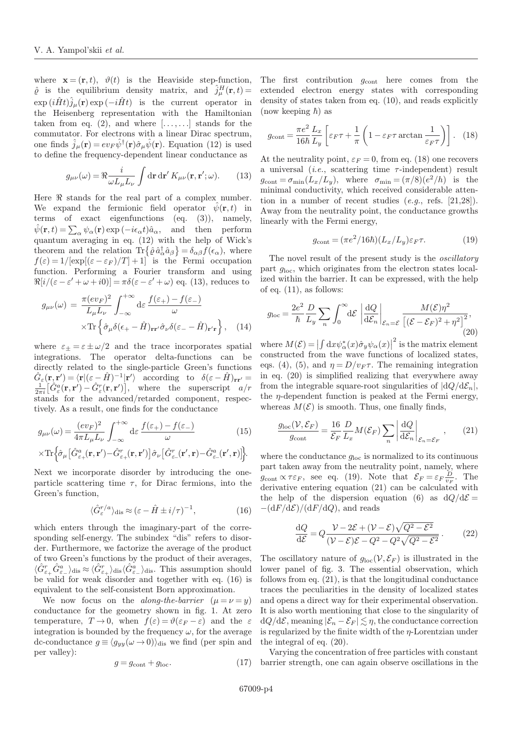where $\mathbf{x}=(\mathbf{r},t)$, $\vartheta(t)$ is the Heaviside step-function, $\hat{\varrho}$ is the equilibrium density matrix, and $\hat{j}^H_\mu(\mathbf{r},t)=\exp(i\hat{H}t)\hat{j}_\mu(\mathbf{r})\exp(-i\hat{H}t)$ is the current operator in the Heisenberg representation with the Hamiltonian taken from eq. (2), and where $[\ldots,\ldots]$ stands for the commutator. For electrons with a linear Dirac spectrum, one finds $\hat{j}_\mu(\mathbf{r})=ev_F\hat{\psi}^\dagger(\mathbf{r})\hat{\sigma}_\mu\hat{\psi}(\mathbf{r})$. Equation (12) is used to define the frequency-dependent linear conductance as

$$g_{\mu\nu}(\omega)=\Re\frac{i}{\omega L_\mu L_\nu}\int \mathrm{d}\mathbf{r}\,\mathrm{d}\mathbf{r}'\,K_{\mu\nu}(\mathbf{r},\mathbf{r}';\omega). \tag{13}$$

Here $\Re$ stands for the real part of a complex number. We expand the fermionic field operator $\hat{\psi}(\mathbf{r},t)$ in terms of exact eigenfunctions (eq. (3)), namely, $\hat{\psi}(\mathbf{r},t)=\sum_\alpha\psi_\alpha(\mathbf{r})\exp(-i\epsilon_\alpha t)\hat{a}_\alpha$, and then perform quantum averaging in eq. (12) with the help of Wick's theorem and the relation $\mathrm{Tr}\{\hat{\varrho}\,\hat{a}^\dagger_\alpha\hat{a}_\beta\}=\delta_{\alpha\beta}f(\epsilon_\alpha)$, where $f(\varepsilon)=1/[\exp[(\varepsilon-\varepsilon_F)/T]+1]$ is the Fermi occupation function. Performing a Fourier transform and using $\Re[i/(\varepsilon-\varepsilon'+\omega+i0)]=\pi\delta(\varepsilon-\varepsilon'+\omega)$ eq. (13), reduces to

$$\begin{aligned} g_{\mu\nu}(\omega) &= \frac{\pi(ev_F)^2}{L_\mu L_\nu}\int_{-\infty}^{+\infty}\mathrm{d}\varepsilon\,\frac{f(\varepsilon_+)-f(\varepsilon_-)}{\omega} \\ &\times\mathrm{Tr}\left\{\hat{\sigma}_\mu\delta(\epsilon_+-\hat{H})_{\mathbf{r}\mathbf{r}'}\hat{\sigma}_\nu\delta(\varepsilon_--\hat{H})_{\mathbf{r}'\mathbf{r}}\right\}, \end{aligned} \tag{14}$$

where $\varepsilon_\pm=\varepsilon\pm\omega/2$ and the trace incorporates spatial integrations. The operator delta-functions can be directly related to the single-particle Green's functions $\hat{G}_\varepsilon(\mathbf{r},\mathbf{r}')=\langle\mathbf{r}|(\varepsilon-\hat{H})^{-1}|\mathbf{r}'\rangle$ according to $\delta(\varepsilon-\hat{H})_{\mathbf{r}\mathbf{r}'}=\frac{1}{2\pi i}\big[\hat{G}^a_\varepsilon(\mathbf{r},\mathbf{r}')-\hat{G}^r_\varepsilon(\mathbf{r},\mathbf{r}')\big]$, where the superscript $a/r$ stands for the advanced/retarded component, respectively. As a result, one finds for the conductance

$$\begin{aligned} g_{\mu\nu}(\omega) &= \frac{(ev_F)^2}{4\pi L_\mu L_\nu}\int_{-\infty}^{+\infty}\mathrm{d}\varepsilon\,\frac{f(\varepsilon_+)-f(\varepsilon_-)}{\omega} \\ &\times\mathrm{Tr}\Big\{\hat{\sigma}_\mu\big[\hat{G}^a_{\varepsilon_+}(\mathbf{r},\mathbf{r}')-\hat{G}^r_{\varepsilon_+}(\mathbf{r},\mathbf{r}')\big]\hat{\sigma}_\nu\big[\hat{G}^r_{\varepsilon_-}(\mathbf{r}',\mathbf{r})-\hat{G}^a_{\varepsilon_-}(\mathbf{r}',\mathbf{r})\big]\Big\}. \end{aligned} \tag{15}$$

Next we incorporate disorder by introducing the one-particle scattering time $\tau$, for Dirac fermions, into the Green's function,

$$\langle\hat{G}^{r/a}_\varepsilon\rangle_{\mathrm{dis}}\approx(\varepsilon-\hat{H}\pm i/\tau)^{-1}, \tag{16}$$

which enters through the imaginary-part of the corresponding self-energy. The subindex "dis" refers to disorder. Furthermore, we factorize the average of the product of two Green's functions by the product of their averages, $\langle\hat{G}^r_{\varepsilon_+}\hat{G}^a_{\varepsilon_-}\rangle_{\mathrm{dis}}\approx\langle\hat{G}^r_{\varepsilon_+}\rangle_{\mathrm{dis}}\langle\hat{G}^a_{\varepsilon_-}\rangle_{\mathrm{dis}}$. This assumption should be valid for weak disorder and together with eq. (16) is equivalent to the self-consistent Born approximation.

We now focus on the *along-the-barrier* $(\mu=\nu=y)$ conductance for the geometry shown in fig. 1. At zero temperature, $T\to 0$, when $f(\varepsilon)=\vartheta(\varepsilon_F-\varepsilon)$ and the $\varepsilon$ integration is bounded by the frequency $\omega$, for the average dc-conductance $g\equiv\langle g_{yy}(\omega\to 0)\rangle_{\mathrm{dis}}$ we find (per spin and per valley):

$$g=g_{\mathrm{cont}}+g_{\mathrm{loc}}. \tag{17}$$

The first contribution $g_{\mathrm{cont}}$ here comes from the extended electron energy states with corresponding density of states taken from eq. (10), and reads explicitly (now keeping $\hbar$) as

$$g_{\mathrm{cont}}=\frac{\pi e^2}{16\hbar}\frac{L_x}{L_y}\left[\varepsilon_F\tau+\frac{1}{\pi}\left(1-\varepsilon_F\tau\arctan\frac{1}{\varepsilon_F\tau}\right)\right]. \tag{18}$$

At the neutrality point, $\varepsilon_F=0$, from eq. (18) one recovers a universal (*i.e.*, scattering time $\tau$-independent) result $g_{\mathrm{cont}}=\sigma_{\mathrm{min}}(L_x/L_y)$, where $\sigma_{\mathrm{min}}=(\pi/8)(e^2/h)$ is the minimal conductivity, which received considerable attention in a number of recent studies (*e.g.*, refs. [21,28]). Away from the neutrality point, the conductance growths linearly with the Fermi energy,

$$g_{\mathrm{cont}}=(\pi e^2/16\hbar)(L_x/L_y)\varepsilon_F\tau. \tag{19}$$

The novel result of the present study is the *oscillatory* part $g_{\mathrm{loc}}$, which originates from the electron states localized within the barrier. It can be expressed, with the help of eq. (11), as follows:

$$g_{\mathrm{loc}}=\frac{2e^2}{\hbar}\frac{D}{L_y}\sum_n\int_0^\infty\mathrm{d}\mathcal{E}\,\left|\frac{\mathrm{d}Q}{\mathrm{d}\mathcal{E}_n}\right|_{\mathcal{E}_n=\mathcal{E}}\frac{M(\mathcal{E})\eta^2}{\left[(\mathcal{E}-\mathcal{E}_F)^2+\eta^2\right]^2}, \tag{20}$$

where $M(\mathcal{E})=\left|\int\mathrm{d}x\psi^*_\alpha(x)\hat{\sigma}_y\psi_\alpha(x)\right|^2$ is the matrix element constructed from the wave functions of localized states, eqs. (4), (5), and $\eta=D/v_F\tau$. The remaining integration in eq. (20) is simplified realizing that everywhere away from the integrable square-root singularities of $|\mathrm{d}Q/\mathrm{d}\mathcal{E}_n|$, the $\eta$-dependent function is peaked at the Fermi energy, whereas $M(\mathcal{E})$ is smooth. Thus, one finally finds,

$$\frac{g_{\mathrm{loc}}(\mathcal{V},\mathcal{E}_F)}{g_{\mathrm{cont}}}=\frac{16}{\mathcal{E}_F}\frac{D}{L_x}M(\mathcal{E}_F)\sum_n\left|\frac{\mathrm{d}Q}{\mathrm{d}\mathcal{E}_n}\right|_{\mathcal{E}_n=\mathcal{E}_F}, \tag{21}$$

where the conductance $g_{\mathrm{loc}}$ is normalized to its continuous part taken away from the neutrality point, namely, where $g_{\mathrm{cont}}\propto\tau\varepsilon_F$, see eq. (19). Note that $\mathcal{E}_F=\varepsilon_F\frac{D}{v_F}$. The derivative entering equation (21) can be calculated with the help of the dispersion equation (6) as $\mathrm{d}Q/\mathrm{d}\mathcal{E}=-(\mathrm{d}F/\mathrm{d}\mathcal{E})/(\mathrm{d}F/\mathrm{d}Q)$, and reads

$$\frac{\mathrm{d}Q}{\mathrm{d}\mathcal{E}}=Q\frac{\mathcal{V}-2\mathcal{E}+(\mathcal{V}-\mathcal{E})\sqrt{Q^2-\mathcal{E}^2}}{(\mathcal{V}-\mathcal{E})\mathcal{E}-Q^2-Q^2\sqrt{Q^2-\mathcal{E}^2}}. \tag{22}$$

The oscillatory nature of $g_{\mathrm{loc}}(\mathcal{V},\mathcal{E}_F)$ is illustrated in the lower panel of fig. 3. The essential observation, which follows from eq. (21), is that the longitudinal conductance traces the peculiarities in the density of localized states and opens a direct way for their experimental observation. It is also worth mentioning that close to the singularity of $\mathrm{d}Q/\mathrm{d}\mathcal{E}$, meaning $|\mathcal{E}_n-\mathcal{E}_F|\lesssim\eta$, the conductance correction is regularized by the finite width of the $\eta$-Lorentzian under the integral of eq. (20).

Varying the concentration of free particles with constant barrier strength, one can again observe oscillations in the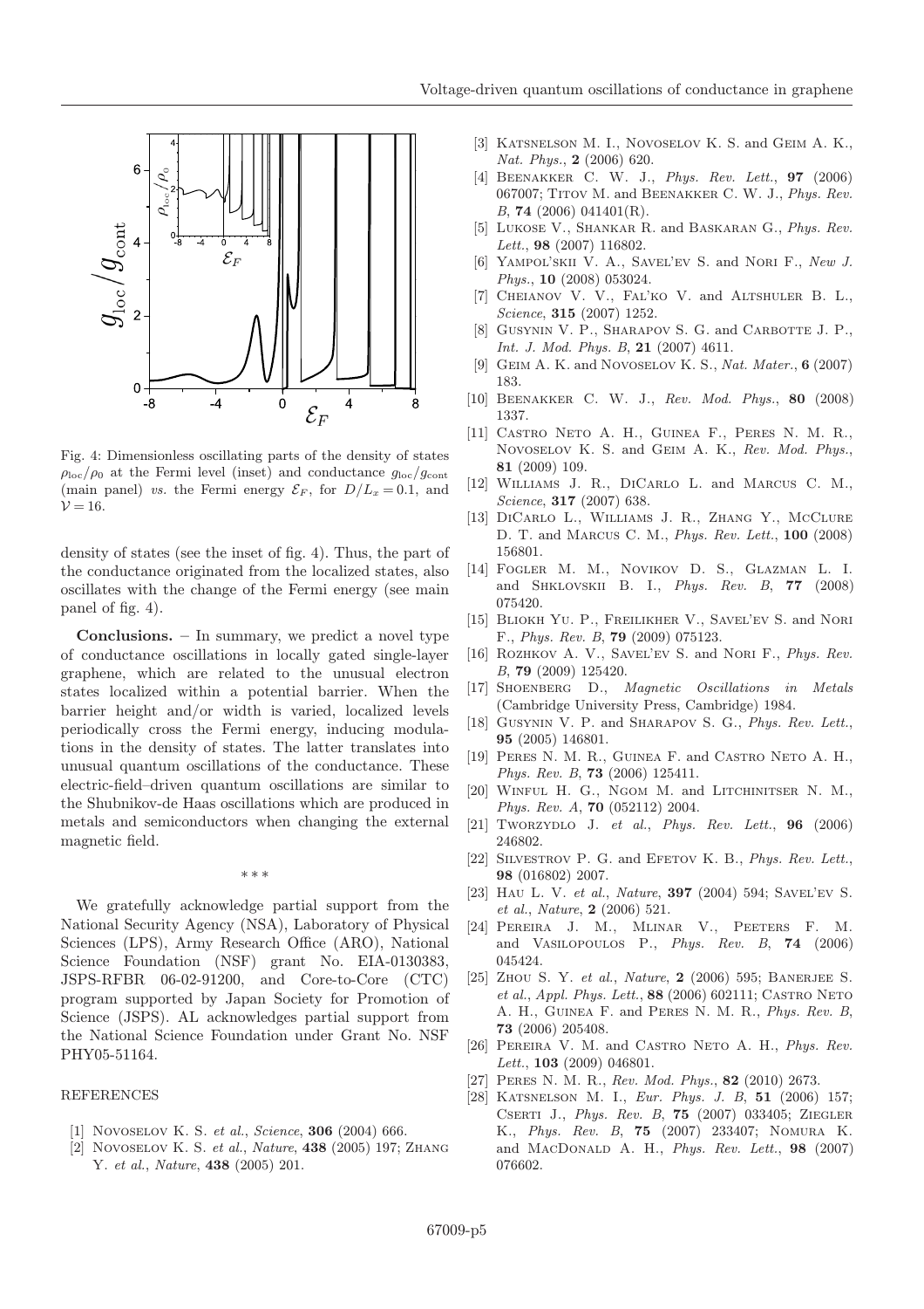6
4
2
0
-8
-4
0
4
8
$g_{\rm loc}/g_{\rm cont}$
$\mathcal{E}_F$

$\rho_{\rm loc}/\rho_0$
4
2
0
-8
-4
0
4
8
$\mathcal{E}_F$

Fig. 4: Dimensionless oscillating parts of the density of states $\rho_{\rm loc}/\rho_0$ at the Fermi level (inset) and conductance $g_{\rm loc}/g_{\rm cont}$ (main panel) *vs.* the Fermi energy $\mathcal{E}_F$, for $D/L_x = 0.1$, and $\mathcal{V} = 16$.

density of states (see the inset of fig. 4). Thus, the part of the conductance originated from the localized states, also oscillates with the change of the Fermi energy (see main panel of fig. 4).

**Conclusions.** – In summary, we predict a novel type of conductance oscillations in locally gated single-layer graphene, which are related to the unusual electron states localized within a potential barrier. When the barrier height and/or width is varied, localized levels periodically cross the Fermi energy, inducing modulations in the density of states. The latter translates into unusual quantum oscillations of the conductance. These electric-field–driven quantum oscillations are similar to the Shubnikov-de Haas oscillations which are produced in metals and semiconductors when changing the external magnetic field.

\* \* \*

We gratefully acknowledge partial support from the National Security Agency (NSA), Laboratory of Physical Sciences (LPS), Army Research Office (ARO), National Science Foundation (NSF) grant No. EIA-0130383, JSPS-RFBR 06-02-91200, and Core-to-Core (CTC) program supported by Japan Society for Promotion of Science (JSPS). AL acknowledges partial support from the National Science Foundation under Grant No. NSF PHY05-51164.

## REFERENCES

[1] Novoselov K. S. *et al.*, *Science*, **306** (2004) 666.

[2] Novoselov K. S. *et al.*, *Nature*, **438** (2005) 197; Zhang Y. *et al.*, *Nature*, **438** (2005) 201.

[3] Katsnelson M. I., Novoselov K. S. and Geim A. K., *Nat. Phys.*, **2** (2006) 620.

[4] Beenakker C. W. J., *Phys. Rev. Lett.*, **97** (2006) 067007; Titov M. and Beenakker C. W. J., *Phys. Rev. B*, **74** (2006) 041401(R).

[5] Lukose V., Shankar R. and Baskaran G., *Phys. Rev. Lett.*, **98** (2007) 116802.

[6] Yampol'skii V. A., Savel'ev S. and Nori F., *New J. Phys.*, **10** (2008) 053024.

[7] Cheianov V. V., Fal'ko V. and Altshuler B. L., *Science*, **315** (2007) 1252.

[8] Gusynin V. P., Sharapov S. G. and Carbotte J. P., *Int. J. Mod. Phys. B*, **21** (2007) 4611.

[9] Geim A. K. and Novoselov K. S., *Nat. Mater.*, **6** (2007) 183.

[10] Beenakker C. W. J., *Rev. Mod. Phys.*, **80** (2008) 1337.

[11] Castro Neto A. H., Guinea F., Peres N. M. R., Novoselov K. S. and Geim A. K., *Rev. Mod. Phys.*, **81** (2009) 109.

[12] Williams J. R., DiCarlo L. and Marcus C. M., *Science*, **317** (2007) 638.

[13] DiCarlo L., Williams J. R., Zhang Y., McClure D. T. and Marcus C. M., *Phys. Rev. Lett.*, **100** (2008) 156801.

[14] Fogler M. M., Novikov D. S., Glazman L. I. and Shklovskii B. I., *Phys. Rev. B*, **77** (2008) 075420.

[15] Bliokh Yu. P., Freilikher V., Savel'ev S. and Nori F., *Phys. Rev. B*, **79** (2009) 075123.

[16] Rozhkov A. V., Savel'ev S. and Nori F., *Phys. Rev. B*, **79** (2009) 125420.

[17] Shoenberg D., *Magnetic Oscillations in Metals* (Cambridge University Press, Cambridge) 1984.

[18] Gusynin V. P. and Sharapov S. G., *Phys. Rev. Lett.*, **95** (2005) 146801.

[19] Peres N. M. R., Guinea F. and Castro Neto A. H., *Phys. Rev. B*, **73** (2006) 125411.

[20] Winful H. G., Ngom M. and Litchinitser N. M., *Phys. Rev. A*, **70** (052112) 2004.

[21] Tworzydlo J. *et al.*, *Phys. Rev. Lett.*, **96** (2006) 246802.

[22] Silvestrov P. G. and Efetov K. B., *Phys. Rev. Lett.*, **98** (016802) 2007.

[23] Hau L. V. *et al.*, *Nature*, **397** (2004) 594; Savel'ev S. *et al.*, *Nature*, **2** (2006) 521.

[24] Pereira J. M., Mlinar V., Peeters F. M. and Vasilopoulos P., *Phys. Rev. B*, **74** (2006) 045424.

[25] Zhou S. Y. *et al.*, *Nature*, **2** (2006) 595; Banerjee S. *et al.*, *Appl. Phys. Lett.*, **88** (2006) 602111; Castro Neto A. H., Guinea F. and Peres N. M. R., *Phys. Rev. B*, **73** (2006) 205408.

[26] Pereira V. M. and Castro Neto A. H., *Phys. Rev. Lett.*, **103** (2009) 046801.

[27] Peres N. M. R., *Rev. Mod. Phys.*, **82** (2010) 2673.

[28] Katsnelson M. I., *Eur. Phys. J. B*, **51** (2006) 157; Cserti J., *Phys. Rev. B*, **75** (2007) 033405; Ziegler K., *Phys. Rev. B*, **75** (2007) 233407; Nomura K. and MacDonald A. H., *Phys. Rev. Lett.*, **98** (2007) 076602.